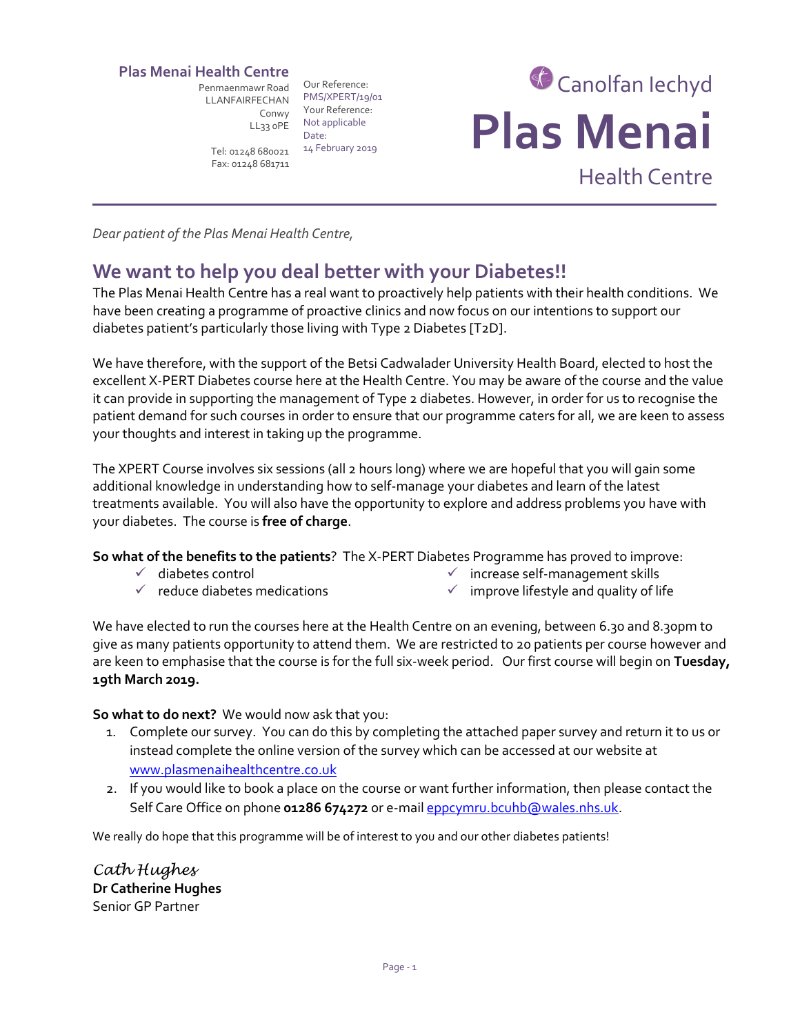**Plas Menai Health Centre**
Penmaenmawr Road
LLANFAIRFECHAN
Conwy
LL33 0PE

Tel: 01248 680021
Fax: 01248 681711

Our Reference:
PMS/XPERT/19/01
Your Reference:
Not applicable
Date:
14 February 2019

Canolfan Iechyd
**Plas Menai**
Health Centre

---

*Dear patient of the Plas Menai Health Centre,*

## We want to help you deal better with your Diabetes!!

The Plas Menai Health Centre has a real want to proactively help patients with their health conditions. We have been creating a programme of proactive clinics and now focus on our intentions to support our diabetes patient's particularly those living with Type 2 Diabetes [T2D].

We have therefore, with the support of the Betsi Cadwalader University Health Board, elected to host the excellent X-PERT Diabetes course here at the Health Centre. You may be aware of the course and the value it can provide in supporting the management of Type 2 diabetes. However, in order for us to recognise the patient demand for such courses in order to ensure that our programme caters for all, we are keen to assess your thoughts and interest in taking up the programme.

The XPERT Course involves six sessions (all 2 hours long) where we are hopeful that you will gain some additional knowledge in understanding how to self-manage your diabetes and learn of the latest treatments available. You will also have the opportunity to explore and address problems you have with your diabetes. The course is **free of charge**.

**So what of the benefits to the patients**? The X-PERT Diabetes Programme has proved to improve:

- ✓ diabetes control
- ✓ reduce diabetes medications
- ✓ increase self-management skills
- ✓ improve lifestyle and quality of life

We have elected to run the courses here at the Health Centre on an evening, between 6.30 and 8.30pm to give as many patients opportunity to attend them. We are restricted to 20 patients per course however and are keen to emphasise that the course is for the full six-week period. Our first course will begin on **Tuesday, 19th March 2019.**

**So what to do next?** We would now ask that you:

1. Complete our survey. You can do this by completing the attached paper survey and return it to us or instead complete the online version of the survey which can be accessed at our website at www.plasmenaihealthcentre.co.uk
2. If you would like to book a place on the course or want further information, then please contact the Self Care Office on phone **01286 674272** or e-mail eppcymru.bcuhb@wales.nhs.uk.

We really do hope that this programme will be of interest to you and our other diabetes patients!

*Cath Hughes*
**Dr Catherine Hughes**
Senior GP Partner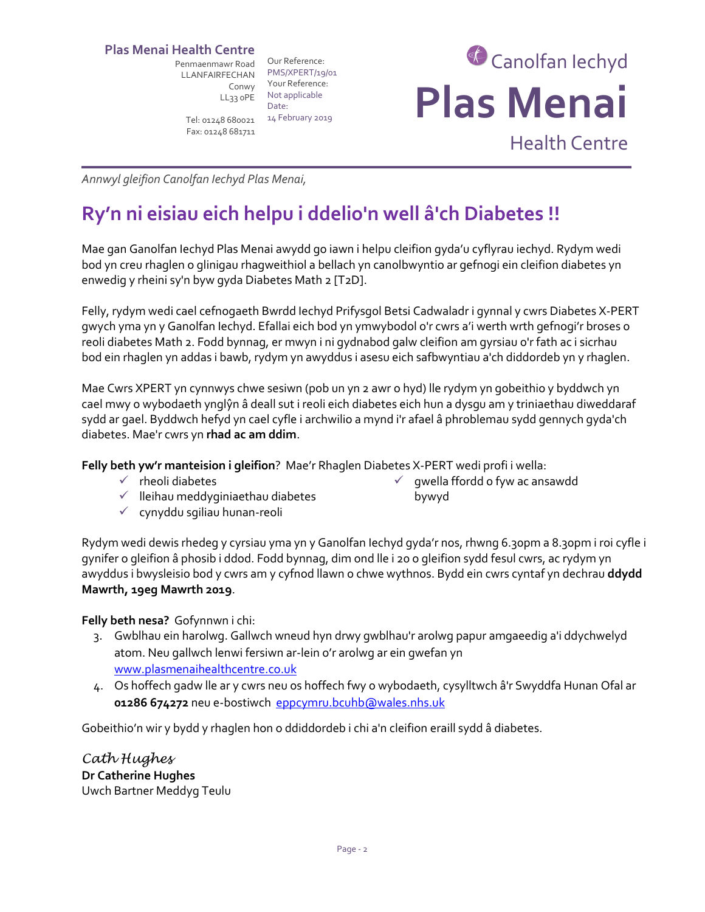**Plas Menai Health Centre**

Penmaenmawr Road
LLANFAIRFECHAN
Conwy
LL33 0PE

Tel: 01248 680021
Fax: 01248 681711

Our Reference:
PMS/XPERT/19/01
Your Reference:
Not applicable
Date:
14 February 2019

Canolfan Iechyd
**Plas Menai**
Health Centre

*Annwyl gleifion Canolfan Iechyd Plas Menai,*

## Ry'n ni eisiau eich helpu i ddelio'n well â'ch Diabetes !!

Mae gan Ganolfan Iechyd Plas Menai awydd go iawn i helpu cleifion gyda'u cyflyrau iechyd. Rydym wedi bod yn creu rhaglen o glinigau rhagweithiol a bellach yn canolbwyntio ar gefnogi ein cleifion diabetes yn enwedig y rheini sy'n byw gyda Diabetes Math 2 [T2D].

Felly, rydym wedi cael cefnogaeth Bwrdd Iechyd Prifysgol Betsi Cadwaladr i gynnal y cwrs Diabetes X-PERT gwych yma yn y Ganolfan Iechyd. Efallai eich bod yn ymwybodol o'r cwrs a'i werth wrth gefnogi'r broses o reoli diabetes Math 2. Fodd bynnag, er mwyn i ni gydnabod galw cleifion am gyrsiau o'r fath ac i sicrhau bod ein rhaglen yn addas i bawb, rydym yn awyddus i asesu eich safbwyntiau a'ch diddordeb yn y rhaglen.

Mae Cwrs XPERT yn cynnwys chwe sesiwn (pob un yn 2 awr o hyd) lle rydym yn gobeithio y byddwch yn cael mwy o wybodaeth ynglŷn â deall sut i reoli eich diabetes eich hun a dysgu am y triniaethau diweddaraf sydd ar gael. Byddwch hefyd yn cael cyfle i archwilio a mynd i'r afael â phroblemau sydd gennych gyda'ch diabetes. Mae'r cwrs yn **rhad ac am ddim**.

**Felly beth yw'r manteision i gleifion**? Mae'r Rhaglen Diabetes X-PERT wedi profi i wella:

- ✓ rheoli diabetes
- ✓ lleihau meddyginiaethau diabetes
- ✓ cynyddu sgiliau hunan-reoli
- ✓ gwella ffordd o fyw ac ansawdd bywyd

Rydym wedi dewis rhedeg y cyrsiau yma yn y Ganolfan Iechyd gyda'r nos, rhwng 6.30pm a 8.30pm i roi cyfle i gynifer o gleifion â phosib i ddod. Fodd bynnag, dim ond lle i 20 o gleifion sydd fesul cwrs, ac rydym yn awyddus i bwysleisio bod y cwrs am y cyfnod llawn o chwe wythnos. Bydd ein cwrs cyntaf yn dechrau **ddydd Mawrth, 19eg Mawrth 2019**.

**Felly beth nesa?** Gofynnwn i chi:

3. Gwblhau ein harolwg. Gallwch wneud hyn drwy gwblhau'r arolwg papur amgaeedig a'i ddychwelyd atom. Neu gallwch lenwi fersiwn ar-lein o'r arolwg ar ein gwefan yn www.plasmenaihealthcentre.co.uk
4. Os hoffech gadw lle ar y cwrs neu os hoffech fwy o wybodaeth, cysylltwch â'r Swyddfa Hunan Ofal ar **01286 674272** neu e-bostiwch eppcymru.bcuhb@wales.nhs.uk

Gobeithio'n wir y bydd y rhaglen hon o ddiddordeb i chi a'n cleifion eraill sydd â diabetes.

*Cath Hughes*
**Dr Catherine Hughes**
Uwch Bartner Meddyg Teulu